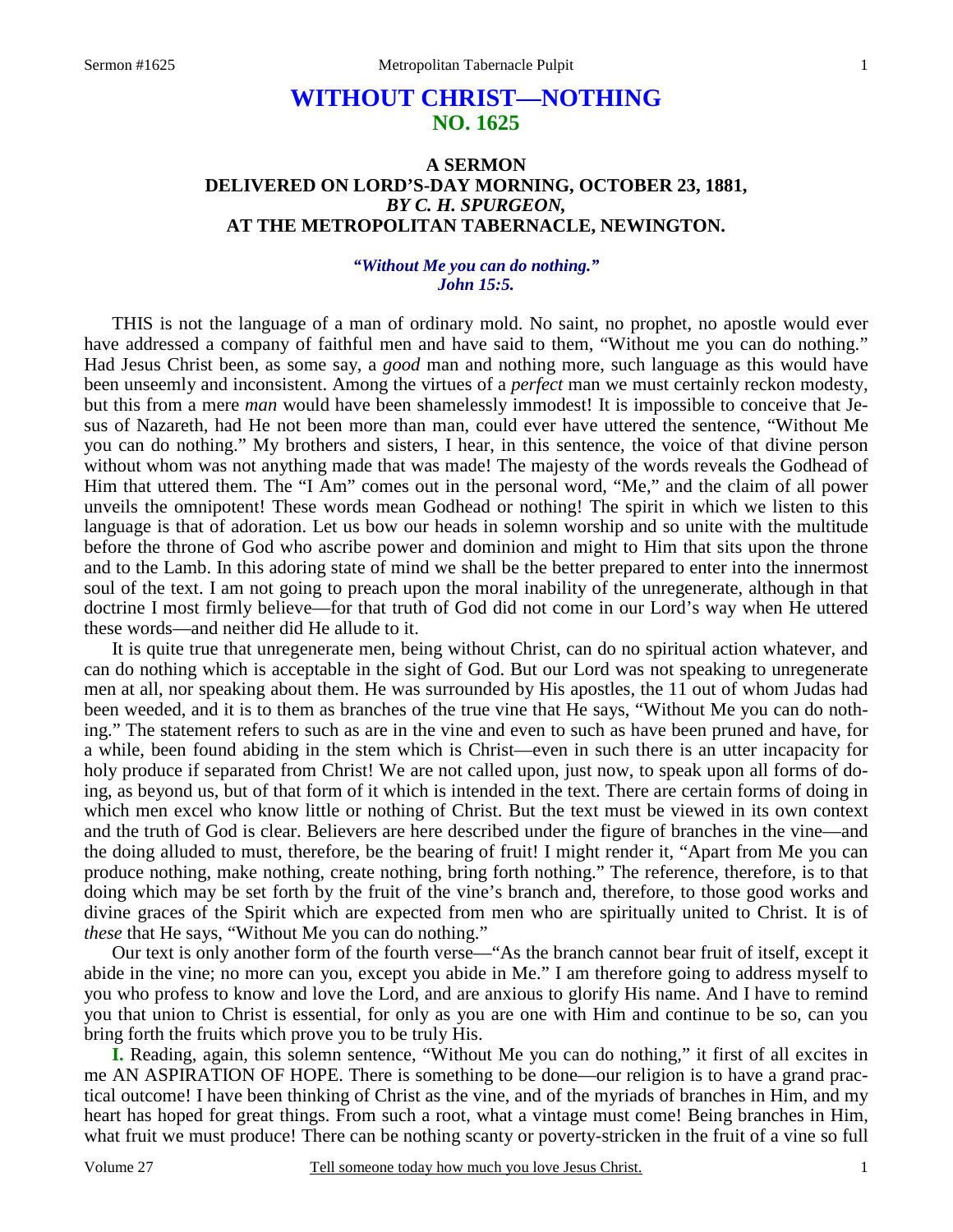# WITHOUT CHRIST—NOTHING
## NO. 1625

### A SERMON
### DELIVERED ON LORD'S-DAY MORNING, OCTOBER 23, 1881,
### *BY C. H. SPURGEON,*
### AT THE METROPOLITAN TABERNACLE, NEWINGTON.

***"Without Me you can do nothing."***
***John 15:5.***

THIS is not the language of a man of ordinary mold. No saint, no prophet, no apostle would ever have addressed a company of faithful men and have said to them, "Without me you can do nothing." Had Jesus Christ been, as some say, a *good* man and nothing more, such language as this would have been unseemly and inconsistent. Among the virtues of a *perfect* man we must certainly reckon modesty, but this from a mere *man* would have been shamelessly immodest! It is impossible to conceive that Jesus of Nazareth, had He not been more than man, could ever have uttered the sentence, "Without Me you can do nothing." My brothers and sisters, I hear, in this sentence, the voice of that divine person without whom was not anything made that was made! The majesty of the words reveals the Godhead of Him that uttered them. The "I Am" comes out in the personal word, "Me," and the claim of all power unveils the omnipotent! These words mean Godhead or nothing! The spirit in which we listen to this language is that of adoration. Let us bow our heads in solemn worship and so unite with the multitude before the throne of God who ascribe power and dominion and might to Him that sits upon the throne and to the Lamb. In this adoring state of mind we shall be the better prepared to enter into the innermost soul of the text. I am not going to preach upon the moral inability of the unregenerate, although in that doctrine I most firmly believe—for that truth of God did not come in our Lord's way when He uttered these words—and neither did He allude to it.

It is quite true that unregenerate men, being without Christ, can do no spiritual action whatever, and can do nothing which is acceptable in the sight of God. But our Lord was not speaking to unregenerate men at all, nor speaking about them. He was surrounded by His apostles, the 11 out of whom Judas had been weeded, and it is to them as branches of the true vine that He says, "Without Me you can do nothing." The statement refers to such as are in the vine and even to such as have been pruned and have, for a while, been found abiding in the stem which is Christ—even in such there is an utter incapacity for holy produce if separated from Christ! We are not called upon, just now, to speak upon all forms of doing, as beyond us, but of that form of it which is intended in the text. There are certain forms of doing in which men excel who know little or nothing of Christ. But the text must be viewed in its own context and the truth of God is clear. Believers are here described under the figure of branches in the vine—and the doing alluded to must, therefore, be the bearing of fruit! I might render it, "Apart from Me you can produce nothing, make nothing, create nothing, bring forth nothing." The reference, therefore, is to that doing which may be set forth by the fruit of the vine's branch and, therefore, to those good works and divine graces of the Spirit which are expected from men who are spiritually united to Christ. It is of *these* that He says, "Without Me you can do nothing."

Our text is only another form of the fourth verse—"As the branch cannot bear fruit of itself, except it abide in the vine; no more can you, except you abide in Me." I am therefore going to address myself to you who profess to know and love the Lord, and are anxious to glorify His name. And I have to remind you that union to Christ is essential, for only as you are one with Him and continue to be so, can you bring forth the fruits which prove you to be truly His.

**I.** Reading, again, this solemn sentence, "Without Me you can do nothing," it first of all excites in me AN ASPIRATION OF HOPE. There is something to be done—our religion is to have a grand practical outcome! I have been thinking of Christ as the vine, and of the myriads of branches in Him, and my heart has hoped for great things. From such a root, what a vintage must come! Being branches in Him, what fruit we must produce! There can be nothing scanty or poverty-stricken in the fruit of a vine so full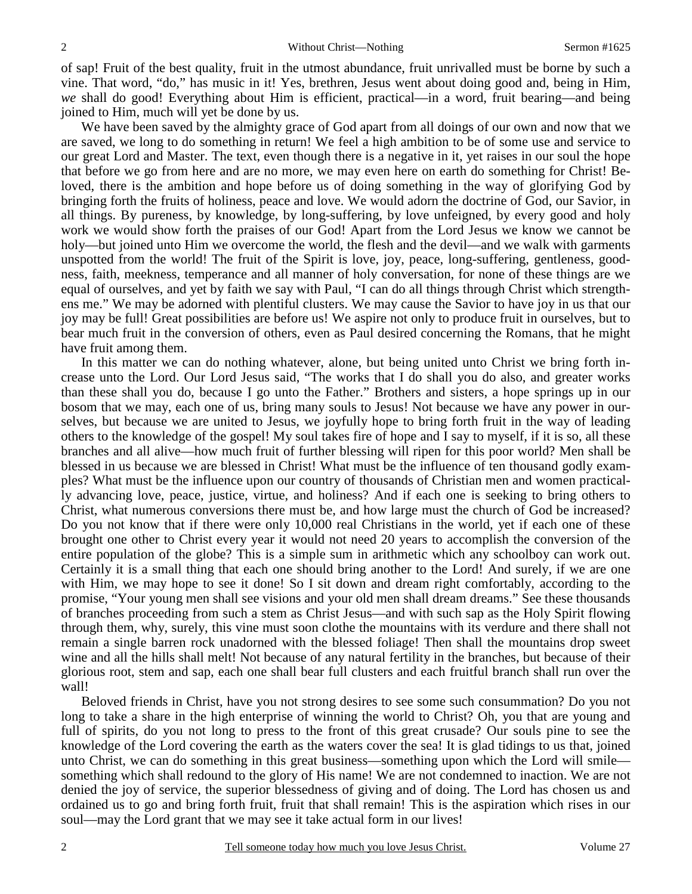of sap! Fruit of the best quality, fruit in the utmost abundance, fruit unrivalled must be borne by such a vine. That word, "do," has music in it! Yes, brethren, Jesus went about doing good and, being in Him, *we* shall do good! Everything about Him is efficient, practical—in a word, fruit bearing—and being joined to Him, much will yet be done by us.

We have been saved by the almighty grace of God apart from all doings of our own and now that we are saved, we long to do something in return! We feel a high ambition to be of some use and service to our great Lord and Master. The text, even though there is a negative in it, yet raises in our soul the hope that before we go from here and are no more, we may even here on earth do something for Christ! Beloved, there is the ambition and hope before us of doing something in the way of glorifying God by bringing forth the fruits of holiness, peace and love. We would adorn the doctrine of God, our Savior, in all things. By pureness, by knowledge, by long-suffering, by love unfeigned, by every good and holy work we would show forth the praises of our God! Apart from the Lord Jesus we know we cannot be holy—but joined unto Him we overcome the world, the flesh and the devil—and we walk with garments unspotted from the world! The fruit of the Spirit is love, joy, peace, long-suffering, gentleness, goodness, faith, meekness, temperance and all manner of holy conversation, for none of these things are we equal of ourselves, and yet by faith we say with Paul, "I can do all things through Christ which strengthens me." We may be adorned with plentiful clusters. We may cause the Savior to have joy in us that our joy may be full! Great possibilities are before us! We aspire not only to produce fruit in ourselves, but to bear much fruit in the conversion of others, even as Paul desired concerning the Romans, that he might have fruit among them.

In this matter we can do nothing whatever, alone, but being united unto Christ we bring forth increase unto the Lord. Our Lord Jesus said, "The works that I do shall you do also, and greater works than these shall you do, because I go unto the Father." Brothers and sisters, a hope springs up in our bosom that we may, each one of us, bring many souls to Jesus! Not because we have any power in ourselves, but because we are united to Jesus, we joyfully hope to bring forth fruit in the way of leading others to the knowledge of the gospel! My soul takes fire of hope and I say to myself, if it is so, all these branches and all alive—how much fruit of further blessing will ripen for this poor world? Men shall be blessed in us because we are blessed in Christ! What must be the influence of ten thousand godly examples? What must be the influence upon our country of thousands of Christian men and women practically advancing love, peace, justice, virtue, and holiness? And if each one is seeking to bring others to Christ, what numerous conversions there must be, and how large must the church of God be increased? Do you not know that if there were only 10,000 real Christians in the world, yet if each one of these brought one other to Christ every year it would not need 20 years to accomplish the conversion of the entire population of the globe? This is a simple sum in arithmetic which any schoolboy can work out. Certainly it is a small thing that each one should bring another to the Lord! And surely, if we are one with Him, we may hope to see it done! So I sit down and dream right comfortably, according to the promise, "Your young men shall see visions and your old men shall dream dreams." See these thousands of branches proceeding from such a stem as Christ Jesus—and with such sap as the Holy Spirit flowing through them, why, surely, this vine must soon clothe the mountains with its verdure and there shall not remain a single barren rock unadorned with the blessed foliage! Then shall the mountains drop sweet wine and all the hills shall melt! Not because of any natural fertility in the branches, but because of their glorious root, stem and sap, each one shall bear full clusters and each fruitful branch shall run over the wall!

Beloved friends in Christ, have you not strong desires to see some such consummation? Do you not long to take a share in the high enterprise of winning the world to Christ? Oh, you that are young and full of spirits, do you not long to press to the front of this great crusade? Our souls pine to see the knowledge of the Lord covering the earth as the waters cover the sea! It is glad tidings to us that, joined unto Christ, we can do something in this great business—something upon which the Lord will smile—something which shall redound to the glory of His name! We are not condemned to inaction. We are not denied the joy of service, the superior blessedness of giving and of doing. The Lord has chosen us and ordained us to go and bring forth fruit, fruit that shall remain! This is the aspiration which rises in our soul—may the Lord grant that we may see it take actual form in our lives!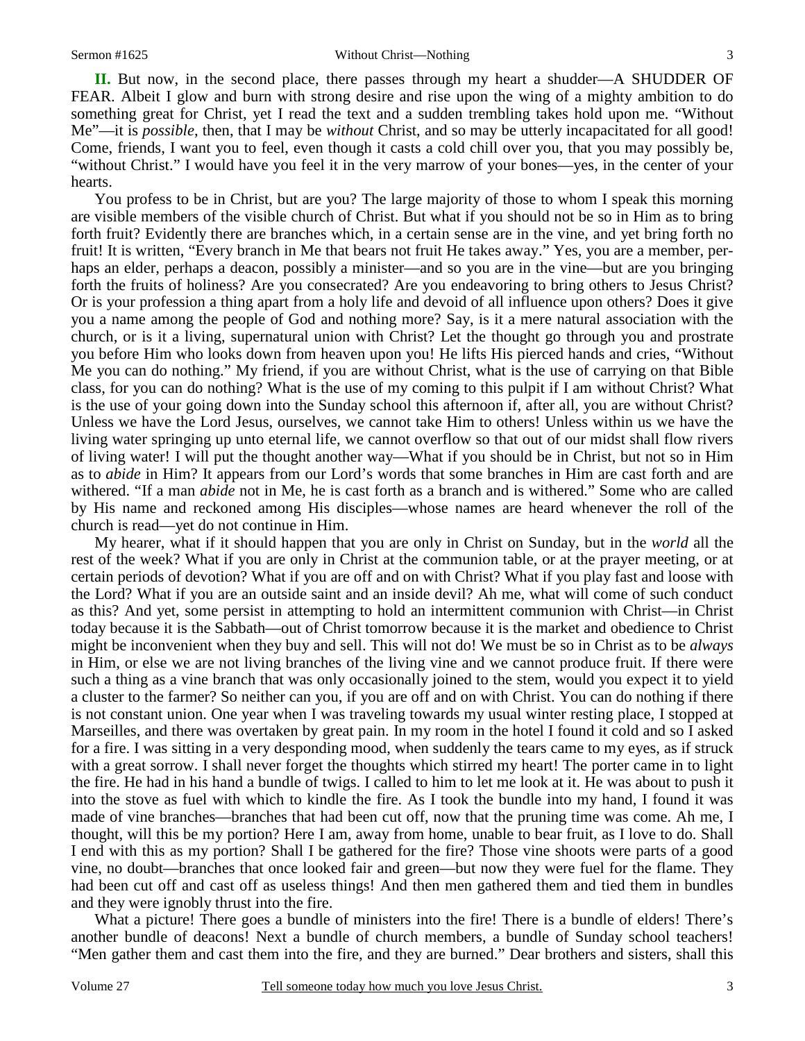**II.** But now, in the second place, there passes through my heart a shudder—A SHUDDER OF FEAR. Albeit I glow and burn with strong desire and rise upon the wing of a mighty ambition to do something great for Christ, yet I read the text and a sudden trembling takes hold upon me. "Without Me"—it is *possible*, then, that I may be *without* Christ, and so may be utterly incapacitated for all good! Come, friends, I want you to feel, even though it casts a cold chill over you, that you may possibly be, "without Christ." I would have you feel it in the very marrow of your bones—yes, in the center of your hearts.

You profess to be in Christ, but are you? The large majority of those to whom I speak this morning are visible members of the visible church of Christ. But what if you should not be so in Him as to bring forth fruit? Evidently there are branches which, in a certain sense are in the vine, and yet bring forth no fruit! It is written, "Every branch in Me that bears not fruit He takes away." Yes, you are a member, perhaps an elder, perhaps a deacon, possibly a minister—and so you are in the vine—but are you bringing forth the fruits of holiness? Are you consecrated? Are you endeavoring to bring others to Jesus Christ? Or is your profession a thing apart from a holy life and devoid of all influence upon others? Does it give you a name among the people of God and nothing more? Say, is it a mere natural association with the church, or is it a living, supernatural union with Christ? Let the thought go through you and prostrate you before Him who looks down from heaven upon you! He lifts His pierced hands and cries, "Without Me you can do nothing." My friend, if you are without Christ, what is the use of carrying on that Bible class, for you can do nothing? What is the use of my coming to this pulpit if I am without Christ? What is the use of your going down into the Sunday school this afternoon if, after all, you are without Christ? Unless we have the Lord Jesus, ourselves, we cannot take Him to others! Unless within us we have the living water springing up unto eternal life, we cannot overflow so that out of our midst shall flow rivers of living water! I will put the thought another way—What if you should be in Christ, but not so in Him as to *abide* in Him? It appears from our Lord's words that some branches in Him are cast forth and are withered. "If a man *abide* not in Me, he is cast forth as a branch and is withered." Some who are called by His name and reckoned among His disciples—whose names are heard whenever the roll of the church is read—yet do not continue in Him.

My hearer, what if it should happen that you are only in Christ on Sunday, but in the *world* all the rest of the week? What if you are only in Christ at the communion table, or at the prayer meeting, or at certain periods of devotion? What if you are off and on with Christ? What if you play fast and loose with the Lord? What if you are an outside saint and an inside devil? Ah me, what will come of such conduct as this? And yet, some persist in attempting to hold an intermittent communion with Christ—in Christ today because it is the Sabbath—out of Christ tomorrow because it is the market and obedience to Christ might be inconvenient when they buy and sell. This will not do! We must be so in Christ as to be *always* in Him, or else we are not living branches of the living vine and we cannot produce fruit. If there were such a thing as a vine branch that was only occasionally joined to the stem, would you expect it to yield a cluster to the farmer? So neither can you, if you are off and on with Christ. You can do nothing if there is not constant union. One year when I was traveling towards my usual winter resting place, I stopped at Marseilles, and there was overtaken by great pain. In my room in the hotel I found it cold and so I asked for a fire. I was sitting in a very desponding mood, when suddenly the tears came to my eyes, as if struck with a great sorrow. I shall never forget the thoughts which stirred my heart! The porter came in to light the fire. He had in his hand a bundle of twigs. I called to him to let me look at it. He was about to push it into the stove as fuel with which to kindle the fire. As I took the bundle into my hand, I found it was made of vine branches—branches that had been cut off, now that the pruning time was come. Ah me, I thought, will this be my portion? Here I am, away from home, unable to bear fruit, as I love to do. Shall I end with this as my portion? Shall I be gathered for the fire? Those vine shoots were parts of a good vine, no doubt—branches that once looked fair and green—but now they were fuel for the flame. They had been cut off and cast off as useless things! And then men gathered them and tied them in bundles and they were ignobly thrust into the fire.

What a picture! There goes a bundle of ministers into the fire! There is a bundle of elders! There's another bundle of deacons! Next a bundle of church members, a bundle of Sunday school teachers! "Men gather them and cast them into the fire, and they are burned." Dear brothers and sisters, shall this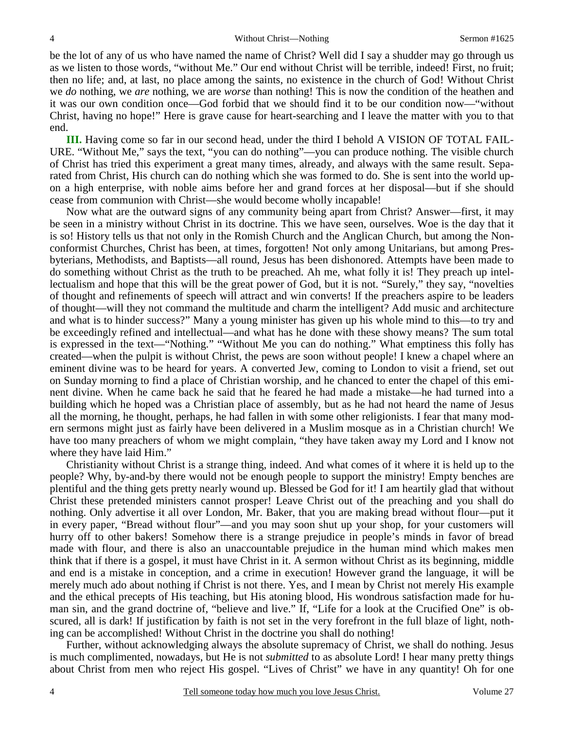be the lot of any of us who have named the name of Christ? Well did I say a shudder may go through us as we listen to those words, "without Me." Our end without Christ will be terrible, indeed! First, no fruit; then no life; and, at last, no place among the saints, no existence in the church of God! Without Christ we *do* nothing, we *are* nothing, we are *worse* than nothing! This is now the condition of the heathen and it was our own condition once—God forbid that we should find it to be our condition now—"without Christ, having no hope!" Here is grave cause for heart-searching and I leave the matter with you to that end.

**III.** Having come so far in our second head, under the third I behold A VISION OF TOTAL FAILURE. "Without Me," says the text, "you can do nothing"—you can produce nothing. The visible church of Christ has tried this experiment a great many times, already, and always with the same result. Separated from Christ, His church can do nothing which she was formed to do. She is sent into the world upon a high enterprise, with noble aims before her and grand forces at her disposal—but if she should cease from communion with Christ—she would become wholly incapable!

Now what are the outward signs of any community being apart from Christ? Answer—first, it may be seen in a ministry without Christ in its doctrine. This we have seen, ourselves. Woe is the day that it is so! History tells us that not only in the Romish Church and the Anglican Church, but among the Nonconformist Churches, Christ has been, at times, forgotten! Not only among Unitarians, but among Presbyterians, Methodists, and Baptists—all round, Jesus has been dishonored. Attempts have been made to do something without Christ as the truth to be preached. Ah me, what folly it is! They preach up intellectualism and hope that this will be the great power of God, but it is not. "Surely," they say, "novelties of thought and refinements of speech will attract and win converts! If the preachers aspire to be leaders of thought—will they not command the multitude and charm the intelligent? Add music and architecture and what is to hinder success?" Many a young minister has given up his whole mind to this—to try and be exceedingly refined and intellectual—and what has he done with these showy means? The sum total is expressed in the text—"Nothing." "Without Me you can do nothing." What emptiness this folly has created—when the pulpit is without Christ, the pews are soon without people! I knew a chapel where an eminent divine was to be heard for years. A converted Jew, coming to London to visit a friend, set out on Sunday morning to find a place of Christian worship, and he chanced to enter the chapel of this eminent divine. When he came back he said that he feared he had made a mistake—he had turned into a building which he hoped was a Christian place of assembly, but as he had not heard the name of Jesus all the morning, he thought, perhaps, he had fallen in with some other religionists. I fear that many modern sermons might just as fairly have been delivered in a Muslim mosque as in a Christian church! We have too many preachers of whom we might complain, "they have taken away my Lord and I know not where they have laid Him."

Christianity without Christ is a strange thing, indeed. And what comes of it where it is held up to the people? Why, by-and-by there would not be enough people to support the ministry! Empty benches are plentiful and the thing gets pretty nearly wound up. Blessed be God for it! I am heartily glad that without Christ these pretended ministers cannot prosper! Leave Christ out of the preaching and you shall do nothing. Only advertise it all over London, Mr. Baker, that you are making bread without flour—put it in every paper, "Bread without flour"—and you may soon shut up your shop, for your customers will hurry off to other bakers! Somehow there is a strange prejudice in people's minds in favor of bread made with flour, and there is also an unaccountable prejudice in the human mind which makes men think that if there is a gospel, it must have Christ in it. A sermon without Christ as its beginning, middle and end is a mistake in conception, and a crime in execution! However grand the language, it will be merely much ado about nothing if Christ is not there. Yes, and I mean by Christ not merely His example and the ethical precepts of His teaching, but His atoning blood, His wondrous satisfaction made for human sin, and the grand doctrine of, "believe and live." If, "Life for a look at the Crucified One" is obscured, all is dark! If justification by faith is not set in the very forefront in the full blaze of light, nothing can be accomplished! Without Christ in the doctrine you shall do nothing!

Further, without acknowledging always the absolute supremacy of Christ, we shall do nothing. Jesus is much complimented, nowadays, but He is not *submitted* to as absolute Lord! I hear many pretty things about Christ from men who reject His gospel. "Lives of Christ" we have in any quantity! Oh for one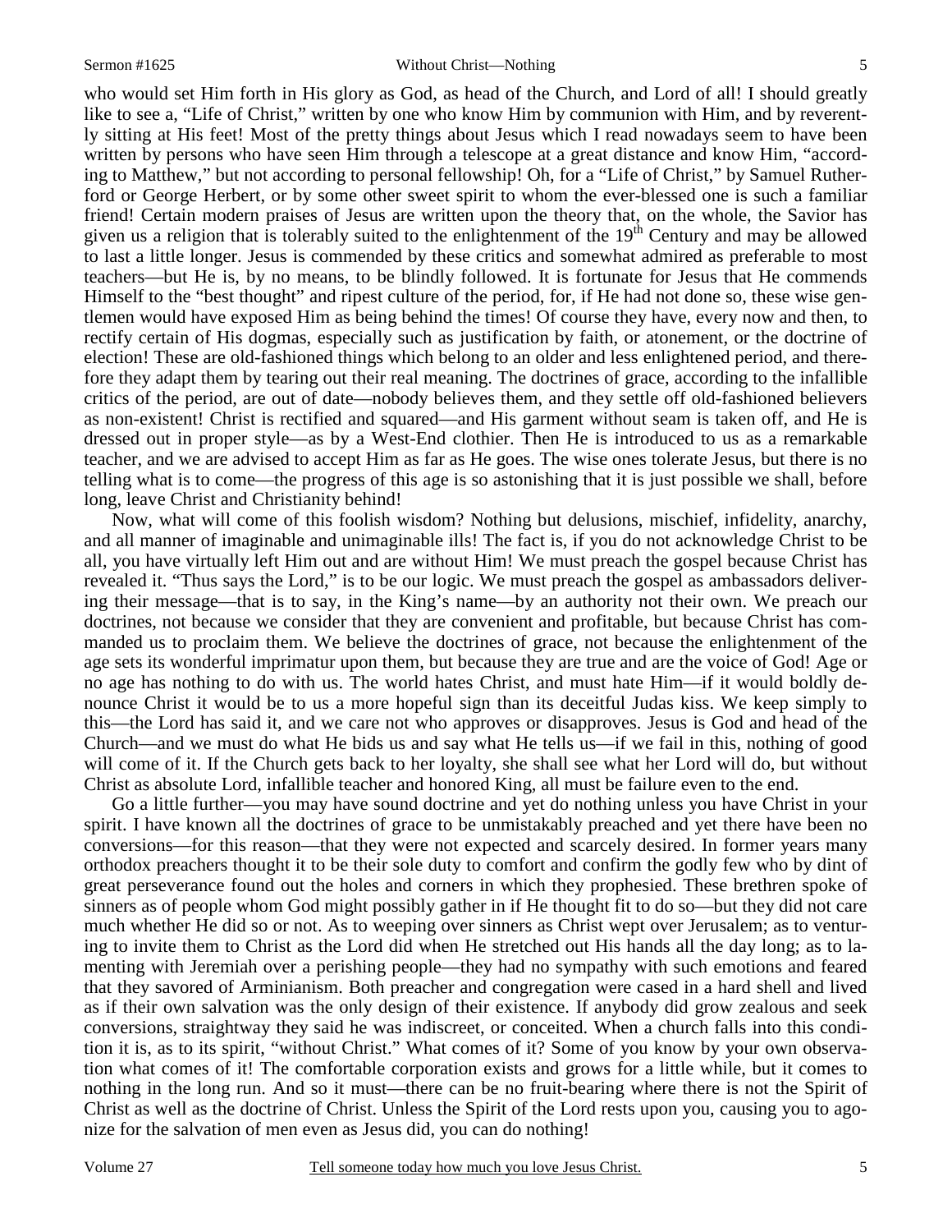who would set Him forth in His glory as God, as head of the Church, and Lord of all! I should greatly like to see a, "Life of Christ," written by one who know Him by communion with Him, and by reverently sitting at His feet! Most of the pretty things about Jesus which I read nowadays seem to have been written by persons who have seen Him through a telescope at a great distance and know Him, "according to Matthew," but not according to personal fellowship! Oh, for a "Life of Christ," by Samuel Rutherford or George Herbert, or by some other sweet spirit to whom the ever-blessed one is such a familiar friend! Certain modern praises of Jesus are written upon the theory that, on the whole, the Savior has given us a religion that is tolerably suited to the enlightenment of the 19th Century and may be allowed to last a little longer. Jesus is commended by these critics and somewhat admired as preferable to most teachers—but He is, by no means, to be blindly followed. It is fortunate for Jesus that He commends Himself to the "best thought" and ripest culture of the period, for, if He had not done so, these wise gentlemen would have exposed Him as being behind the times! Of course they have, every now and then, to rectify certain of His dogmas, especially such as justification by faith, or atonement, or the doctrine of election! These are old-fashioned things which belong to an older and less enlightened period, and therefore they adapt them by tearing out their real meaning. The doctrines of grace, according to the infallible critics of the period, are out of date—nobody believes them, and they settle off old-fashioned believers as non-existent! Christ is rectified and squared—and His garment without seam is taken off, and He is dressed out in proper style—as by a West-End clothier. Then He is introduced to us as a remarkable teacher, and we are advised to accept Him as far as He goes. The wise ones tolerate Jesus, but there is no telling what is to come—the progress of this age is so astonishing that it is just possible we shall, before long, leave Christ and Christianity behind!

Now, what will come of this foolish wisdom? Nothing but delusions, mischief, infidelity, anarchy, and all manner of imaginable and unimaginable ills! The fact is, if you do not acknowledge Christ to be all, you have virtually left Him out and are without Him! We must preach the gospel because Christ has revealed it. "Thus says the Lord," is to be our logic. We must preach the gospel as ambassadors delivering their message—that is to say, in the King's name—by an authority not their own. We preach our doctrines, not because we consider that they are convenient and profitable, but because Christ has commanded us to proclaim them. We believe the doctrines of grace, not because the enlightenment of the age sets its wonderful imprimatur upon them, but because they are true and are the voice of God! Age or no age has nothing to do with us. The world hates Christ, and must hate Him—if it would boldly denounce Christ it would be to us a more hopeful sign than its deceitful Judas kiss. We keep simply to this—the Lord has said it, and we care not who approves or disapproves. Jesus is God and head of the Church—and we must do what He bids us and say what He tells us—if we fail in this, nothing of good will come of it. If the Church gets back to her loyalty, she shall see what her Lord will do, but without Christ as absolute Lord, infallible teacher and honored King, all must be failure even to the end.

Go a little further—you may have sound doctrine and yet do nothing unless you have Christ in your spirit. I have known all the doctrines of grace to be unmistakably preached and yet there have been no conversions—for this reason—that they were not expected and scarcely desired. In former years many orthodox preachers thought it to be their sole duty to comfort and confirm the godly few who by dint of great perseverance found out the holes and corners in which they prophesied. These brethren spoke of sinners as of people whom God might possibly gather in if He thought fit to do so—but they did not care much whether He did so or not. As to weeping over sinners as Christ wept over Jerusalem; as to venturing to invite them to Christ as the Lord did when He stretched out His hands all the day long; as to lamenting with Jeremiah over a perishing people—they had no sympathy with such emotions and feared that they savored of Arminianism. Both preacher and congregation were cased in a hard shell and lived as if their own salvation was the only design of their existence. If anybody did grow zealous and seek conversions, straightway they said he was indiscreet, or conceited. When a church falls into this condition it is, as to its spirit, "without Christ." What comes of it? Some of you know by your own observation what comes of it! The comfortable corporation exists and grows for a little while, but it comes to nothing in the long run. And so it must—there can be no fruit-bearing where there is not the Spirit of Christ as well as the doctrine of Christ. Unless the Spirit of the Lord rests upon you, causing you to agonize for the salvation of men even as Jesus did, you can do nothing!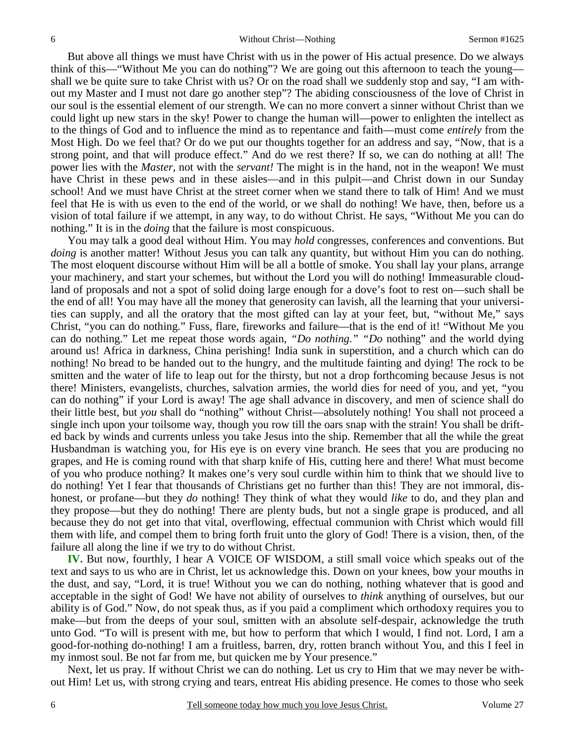But above all things we must have Christ with us in the power of His actual presence. Do we always think of this—"Without Me you can do nothing"? We are going out this afternoon to teach the young—shall we be quite sure to take Christ with us? Or on the road shall we suddenly stop and say, "I am without my Master and I must not dare go another step"? The abiding consciousness of the love of Christ in our soul is the essential element of our strength. We can no more convert a sinner without Christ than we could light up new stars in the sky! Power to change the human will—power to enlighten the intellect as to the things of God and to influence the mind as to repentance and faith—must come *entirely* from the Most High. Do we feel that? Or do we put our thoughts together for an address and say, "Now, that is a strong point, and that will produce effect." And do we rest there? If so, we can do nothing at all! The power lies with the *Master,* not with the *servant!* The might is in the hand, not in the weapon! We must have Christ in these pews and in these aisles—and in this pulpit—and Christ down in our Sunday school! And we must have Christ at the street corner when we stand there to talk of Him! And we must feel that He is with us even to the end of the world, or we shall do nothing! We have, then, before us a vision of total failure if we attempt, in any way, to do without Christ. He says, "Without Me you can do nothing." It is in the *doing* that the failure is most conspicuous.

You may talk a good deal without Him. You may *hold* congresses, conferences and conventions. But *doing* is another matter! Without Jesus you can talk any quantity, but without Him you can do nothing. The most eloquent discourse without Him will be all a bottle of smoke. You shall lay your plans, arrange your machinery, and start your schemes, but without the Lord you will do nothing! Immeasurable cloud-land of proposals and not a spot of solid doing large enough for a dove's foot to rest on—such shall be the end of all! You may have all the money that generosity can lavish, all the learning that your universities can supply, and all the oratory that the most gifted can lay at your feet, but, "without Me," says Christ, "you can do nothing." Fuss, flare, fireworks and failure—that is the end of it! "Without Me you can do nothing." Let me repeat those words again, *"Do nothing." "Do* nothing" and the world dying around us! Africa in darkness, China perishing! India sunk in superstition, and a church which can do nothing! No bread to be handed out to the hungry, and the multitude fainting and dying! The rock to be smitten and the water of life to leap out for the thirsty, but not a drop forthcoming because Jesus is not there! Ministers, evangelists, churches, salvation armies, the world dies for need of you, and yet, "you can do nothing" if your Lord is away! The age shall advance in discovery, and men of science shall do their little best, but *you* shall do "nothing" without Christ—absolutely nothing! You shall not proceed a single inch upon your toilsome way, though you row till the oars snap with the strain! You shall be drifted back by winds and currents unless you take Jesus into the ship. Remember that all the while the great Husbandman is watching you, for His eye is on every vine branch. He sees that you are producing no grapes, and He is coming round with that sharp knife of His, cutting here and there! What must become of you who produce nothing? It makes one's very soul curdle within him to think that we should live to do nothing! Yet I fear that thousands of Christians get no further than this! They are not immoral, dishonest, or profane—but they *do* nothing! They think of what they would *like* to do, and they plan and they propose—but they do nothing! There are plenty buds, but not a single grape is produced, and all because they do not get into that vital, overflowing, effectual communion with Christ which would fill them with life, and compel them to bring forth fruit unto the glory of God! There is a vision, then, of the failure all along the line if we try to do without Christ.

**IV.** But now, fourthly, I hear A VOICE OF WISDOM, a still small voice which speaks out of the text and says to us who are in Christ, let us acknowledge this. Down on your knees, bow your mouths in the dust, and say, "Lord, it is true! Without you we can do nothing, nothing whatever that is good and acceptable in the sight of God! We have not ability of ourselves to *think* anything of ourselves, but our ability is of God." Now, do not speak thus, as if you paid a compliment which orthodoxy requires you to make—but from the deeps of your soul, smitten with an absolute self-despair, acknowledge the truth unto God. "To will is present with me, but how to perform that which I would, I find not. Lord, I am a good-for-nothing do-nothing! I am a fruitless, barren, dry, rotten branch without You, and this I feel in my inmost soul. Be not far from me, but quicken me by Your presence."

Next, let us pray. If without Christ we can do nothing. Let us cry to Him that we may never be without Him! Let us, with strong crying and tears, entreat His abiding presence. He comes to those who seek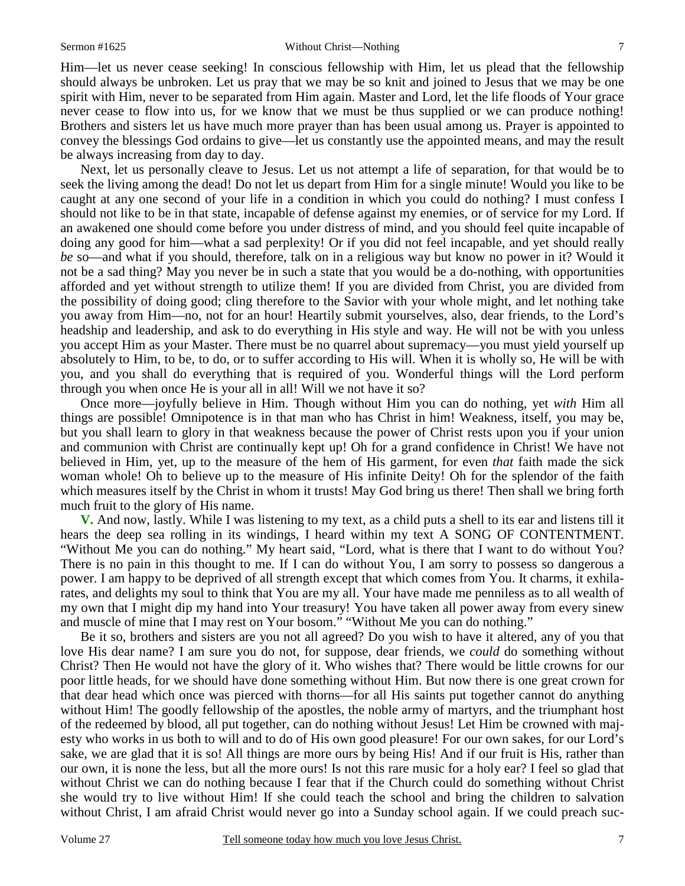Him—let us never cease seeking! In conscious fellowship with Him, let us plead that the fellowship should always be unbroken. Let us pray that we may be so knit and joined to Jesus that we may be one spirit with Him, never to be separated from Him again. Master and Lord, let the life floods of Your grace never cease to flow into us, for we know that we must be thus supplied or we can produce nothing! Brothers and sisters let us have much more prayer than has been usual among us. Prayer is appointed to convey the blessings God ordains to give—let us constantly use the appointed means, and may the result be always increasing from day to day.

Next, let us personally cleave to Jesus. Let us not attempt a life of separation, for that would be to seek the living among the dead! Do not let us depart from Him for a single minute! Would you like to be caught at any one second of your life in a condition in which you could do nothing? I must confess I should not like to be in that state, incapable of defense against my enemies, or of service for my Lord. If an awakened one should come before you under distress of mind, and you should feel quite incapable of doing any good for him—what a sad perplexity! Or if you did not feel incapable, and yet should really *be* so—and what if you should, therefore, talk on in a religious way but know no power in it? Would it not be a sad thing? May you never be in such a state that you would be a do-nothing, with opportunities afforded and yet without strength to utilize them! If you are divided from Christ, you are divided from the possibility of doing good; cling therefore to the Savior with your whole might, and let nothing take you away from Him—no, not for an hour! Heartily submit yourselves, also, dear friends, to the Lord's headship and leadership, and ask to do everything in His style and way. He will not be with you unless you accept Him as your Master. There must be no quarrel about supremacy—you must yield yourself up absolutely to Him, to be, to do, or to suffer according to His will. When it is wholly so, He will be with you, and you shall do everything that is required of you. Wonderful things will the Lord perform through you when once He is your all in all! Will we not have it so?

Once more—joyfully believe in Him. Though without Him you can do nothing, yet *with* Him all things are possible! Omnipotence is in that man who has Christ in him! Weakness, itself, you may be, but you shall learn to glory in that weakness because the power of Christ rests upon you if your union and communion with Christ are continually kept up! Oh for a grand confidence in Christ! We have not believed in Him, yet, up to the measure of the hem of His garment, for even *that* faith made the sick woman whole! Oh to believe up to the measure of His infinite Deity! Oh for the splendor of the faith which measures itself by the Christ in whom it trusts! May God bring us there! Then shall we bring forth much fruit to the glory of His name.

**V.** And now, lastly. While I was listening to my text, as a child puts a shell to its ear and listens till it hears the deep sea rolling in its windings, I heard within my text A SONG OF CONTENTMENT. "Without Me you can do nothing." My heart said, "Lord, what is there that I want to do without You? There is no pain in this thought to me. If I can do without You, I am sorry to possess so dangerous a power. I am happy to be deprived of all strength except that which comes from You. It charms, it exhilarates, and delights my soul to think that You are my all. Your have made me penniless as to all wealth of my own that I might dip my hand into Your treasury! You have taken all power away from every sinew and muscle of mine that I may rest on Your bosom." "Without Me you can do nothing."

Be it so, brothers and sisters are you not all agreed? Do you wish to have it altered, any of you that love His dear name? I am sure you do not, for suppose, dear friends, we *could* do something without Christ? Then He would not have the glory of it. Who wishes that? There would be little crowns for our poor little heads, for we should have done something without Him. But now there is one great crown for that dear head which once was pierced with thorns—for all His saints put together cannot do anything without Him! The goodly fellowship of the apostles, the noble army of martyrs, and the triumphant host of the redeemed by blood, all put together, can do nothing without Jesus! Let Him be crowned with majesty who works in us both to will and to do of His own good pleasure! For our own sakes, for our Lord's sake, we are glad that it is so! All things are more ours by being His! And if our fruit is His, rather than our own, it is none the less, but all the more ours! Is not this rare music for a holy ear? I feel so glad that without Christ we can do nothing because I fear that if the Church could do something without Christ she would try to live without Him! If she could teach the school and bring the children to salvation without Christ, I am afraid Christ would never go into a Sunday school again. If we could preach suc-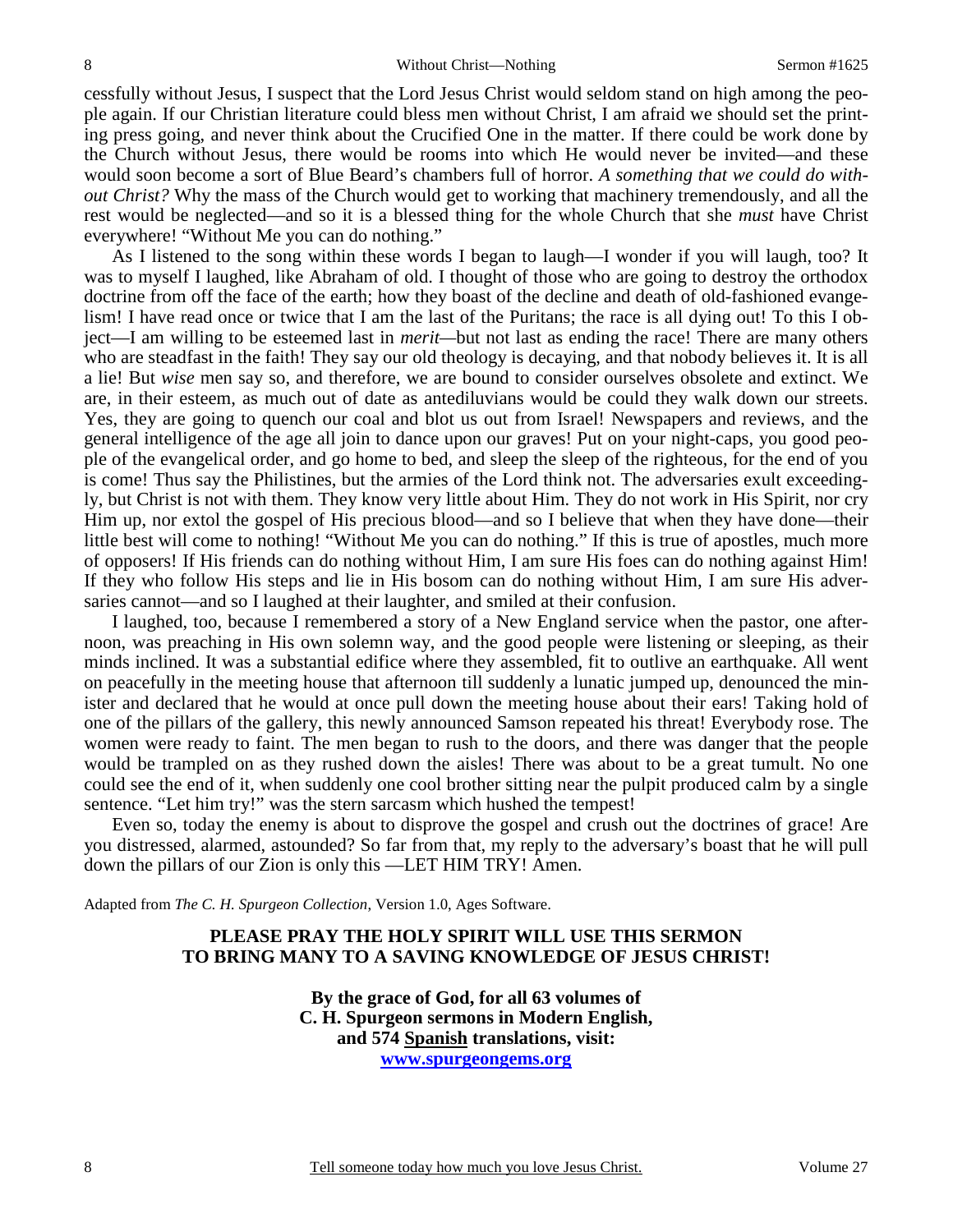cessfully without Jesus, I suspect that the Lord Jesus Christ would seldom stand on high among the people again. If our Christian literature could bless men without Christ, I am afraid we should set the printing press going, and never think about the Crucified One in the matter. If there could be work done by the Church without Jesus, there would be rooms into which He would never be invited—and these would soon become a sort of Blue Beard's chambers full of horror. *A something that we could do without Christ?* Why the mass of the Church would get to working that machinery tremendously, and all the rest would be neglected—and so it is a blessed thing for the whole Church that she *must* have Christ everywhere! "Without Me you can do nothing."

As I listened to the song within these words I began to laugh—I wonder if you will laugh, too? It was to myself I laughed, like Abraham of old. I thought of those who are going to destroy the orthodox doctrine from off the face of the earth; how they boast of the decline and death of old-fashioned evangelism! I have read once or twice that I am the last of the Puritans; the race is all dying out! To this I object—I am willing to be esteemed last in *merit*—but not last as ending the race! There are many others who are steadfast in the faith! They say our old theology is decaying, and that nobody believes it. It is all a lie! But *wise* men say so, and therefore, we are bound to consider ourselves obsolete and extinct. We are, in their esteem, as much out of date as antediluvians would be could they walk down our streets. Yes, they are going to quench our coal and blot us out from Israel! Newspapers and reviews, and the general intelligence of the age all join to dance upon our graves! Put on your night-caps, you good people of the evangelical order, and go home to bed, and sleep the sleep of the righteous, for the end of you is come! Thus say the Philistines, but the armies of the Lord think not. The adversaries exult exceedingly, but Christ is not with them. They know very little about Him. They do not work in His Spirit, nor cry Him up, nor extol the gospel of His precious blood—and so I believe that when they have done—their little best will come to nothing! "Without Me you can do nothing." If this is true of apostles, much more of opposers! If His friends can do nothing without Him, I am sure His foes can do nothing against Him! If they who follow His steps and lie in His bosom can do nothing without Him, I am sure His adversaries cannot—and so I laughed at their laughter, and smiled at their confusion.

I laughed, too, because I remembered a story of a New England service when the pastor, one afternoon, was preaching in His own solemn way, and the good people were listening or sleeping, as their minds inclined. It was a substantial edifice where they assembled, fit to outlive an earthquake. All went on peacefully in the meeting house that afternoon till suddenly a lunatic jumped up, denounced the minister and declared that he would at once pull down the meeting house about their ears! Taking hold of one of the pillars of the gallery, this newly announced Samson repeated his threat! Everybody rose. The women were ready to faint. The men began to rush to the doors, and there was danger that the people would be trampled on as they rushed down the aisles! There was about to be a great tumult. No one could see the end of it, when suddenly one cool brother sitting near the pulpit produced calm by a single sentence. "Let him try!" was the stern sarcasm which hushed the tempest!

Even so, today the enemy is about to disprove the gospel and crush out the doctrines of grace! Are you distressed, alarmed, astounded? So far from that, my reply to the adversary's boast that he will pull down the pillars of our Zion is only this —LET HIM TRY! Amen.

Adapted from *The C. H. Spurgeon Collection*, Version 1.0, Ages Software.

**PLEASE PRAY THE HOLY SPIRIT WILL USE THIS SERMON TO BRING MANY TO A SAVING KNOWLEDGE OF JESUS CHRIST!**

**By the grace of God, for all 63 volumes of C. H. Spurgeon sermons in Modern English, and 574 Spanish translations, visit: www.spurgeongems.org**